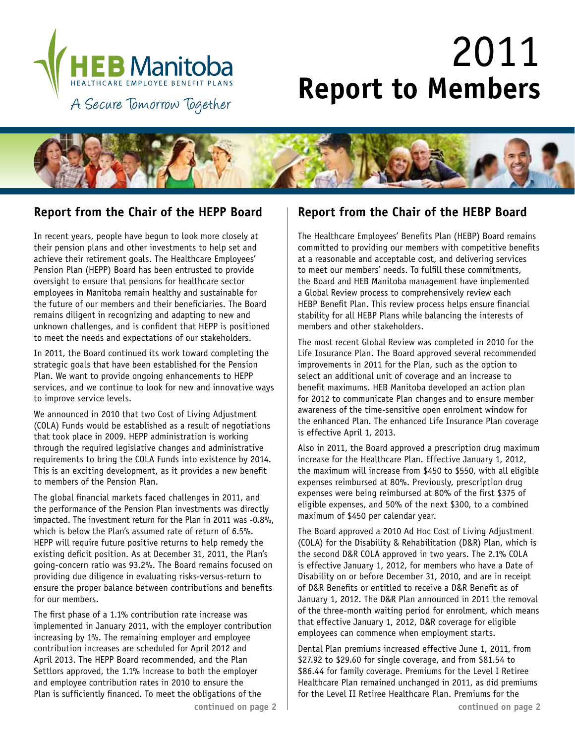HEB Manitoba

HEALTHCARE EMPLOYEE BENEFIT PLANS

A Secure Tomorrow Together

# 2011 Report to Members

## Report from the Chair of the HEPP Board

In recent years, people have begun to look more closely at their pension plans and other investments to help set and achieve their retirement goals. The Healthcare Employees' Pension Plan (HEPP) Board has been entrusted to provide oversight to ensure that pensions for healthcare sector employees in Manitoba remain healthy and sustainable for the future of our members and their beneficiaries. The Board remains diligent in recognizing and adapting to new and unknown challenges, and is confident that HEPP is positioned to meet the needs and expectations of our stakeholders.

In 2011, the Board continued its work toward completing the strategic goals that have been established for the Pension Plan. We want to provide ongoing enhancements to HEPP services, and we continue to look for new and innovative ways to improve service levels.

We announced in 2010 that two Cost of Living Adjustment (COLA) Funds would be established as a result of negotiations that took place in 2009. HEPP administration is working through the required legislative changes and administrative requirements to bring the COLA Funds into existence by 2014. This is an exciting development, as it provides a new benefit to members of the Pension Plan.

The global financial markets faced challenges in 2011, and the performance of the Pension Plan investments was directly impacted. The investment return for the Plan in 2011 was -0.8%, which is below the Plan's assumed rate of return of 6.5%. HEPP will require future positive returns to help remedy the existing deficit position. As at December 31, 2011, the Plan's going-concern ratio was 93.2%. The Board remains focused on providing due diligence in evaluating risks-versus-return to ensure the proper balance between contributions and benefits for our members.

The first phase of a 1.1% contribution rate increase was implemented in January 2011, with the employer contribution increasing by 1%. The remaining employer and employee contribution increases are scheduled for April 2012 and April 2013. The HEPP Board recommended, and the Plan Settlors approved, the 1.1% increase to both the employer and employee contribution rates in 2010 to ensure the Plan is sufficiently financed. To meet the obligations of the

**continued on page 2**

## Report from the Chair of the HEBP Board

The Healthcare Employees' Benefits Plan (HEBP) Board remains committed to providing our members with competitive benefits at a reasonable and acceptable cost, and delivering services to meet our members' needs. To fulfill these commitments, the Board and HEB Manitoba management have implemented a Global Review process to comprehensively review each HEBP Benefit Plan. This review process helps ensure financial stability for all HEBP Plans while balancing the interests of members and other stakeholders.

The most recent Global Review was completed in 2010 for the Life Insurance Plan. The Board approved several recommended improvements in 2011 for the Plan, such as the option to select an additional unit of coverage and an increase to benefit maximums. HEB Manitoba developed an action plan for 2012 to communicate Plan changes and to ensure member awareness of the time-sensitive open enrolment window for the enhanced Plan. The enhanced Life Insurance Plan coverage is effective April 1, 2013.

Also in 2011, the Board approved a prescription drug maximum increase for the Healthcare Plan. Effective January 1, 2012, the maximum will increase from $450 to $550, with all eligible expenses reimbursed at 80%. Previously, prescription drug expenses were being reimbursed at 80% of the first $375 of eligible expenses, and 50% of the next $300, to a combined maximum of $450 per calendar year.

The Board approved a 2010 Ad Hoc Cost of Living Adjustment (COLA) for the Disability & Rehabilitation (D&R) Plan, which is the second D&R COLA approved in two years. The 2.1% COLA is effective January 1, 2012, for members who have a Date of Disability on or before December 31, 2010, and are in receipt of D&R Benefits or entitled to receive a D&R Benefit as of January 1, 2012. The D&R Plan announced in 2011 the removal of the three-month waiting period for enrolment, which means that effective January 1, 2012, D&R coverage for eligible employees can commence when employment starts.

Dental Plan premiums increased effective June 1, 2011, from $27.92 to $29.60 for single coverage, and from $81.54 to $86.44 for family coverage. Premiums for the Level I Retiree Healthcare Plan remained unchanged in 2011, as did premiums for the Level II Retiree Healthcare Plan. Premiums for the

**continued on page 2**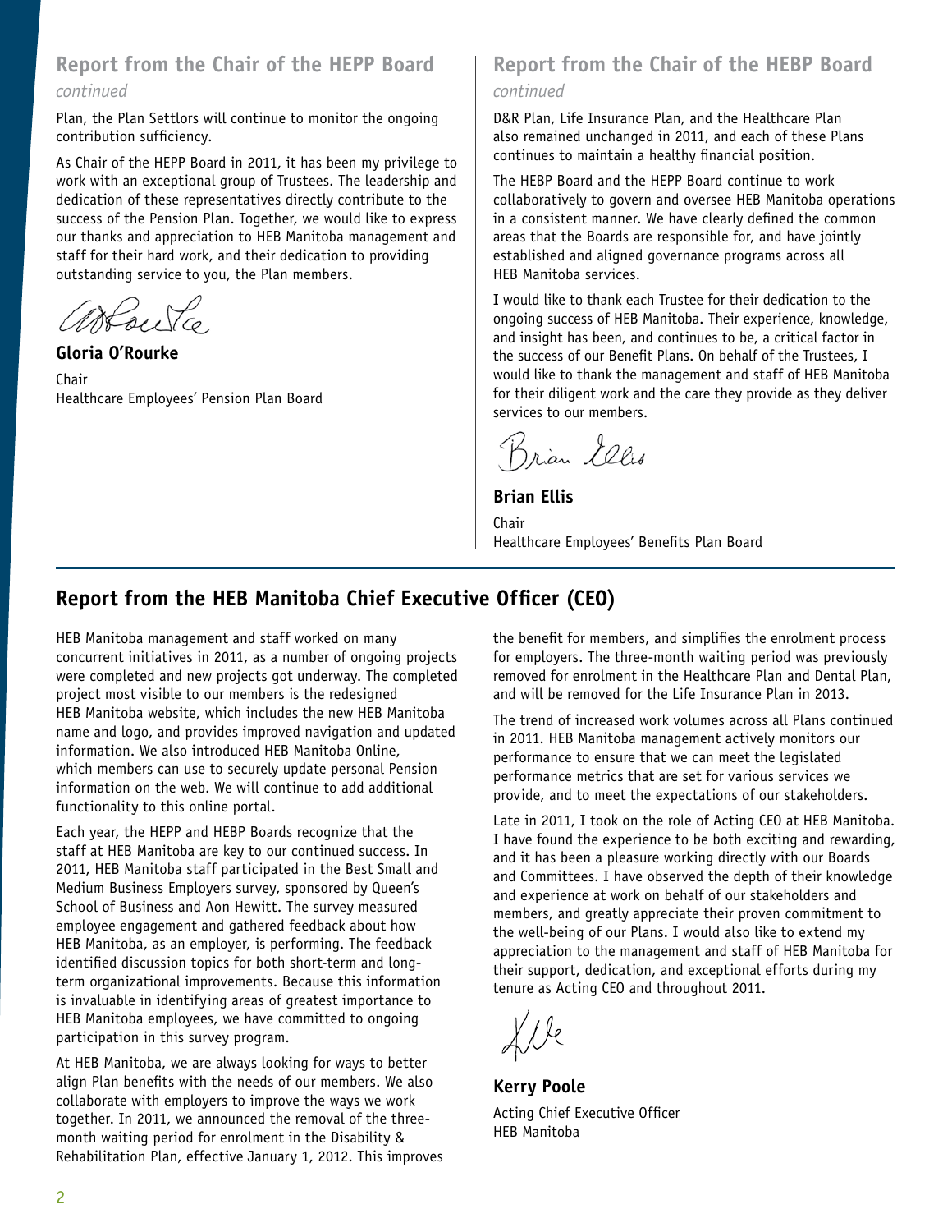## Report from the Chair of the HEPP Board

*continued*

Plan, the Plan Settlors will continue to monitor the ongoing contribution sufficiency.

As Chair of the HEPP Board in 2011, it has been my privilege to work with an exceptional group of Trustees. The leadership and dedication of these representatives directly contribute to the success of the Pension Plan. Together, we would like to express our thanks and appreciation to HEB Manitoba management and staff for their hard work, and their dedication to providing outstanding service to you, the Plan members.

**Gloria O'Rourke**

Chair
Healthcare Employees' Pension Plan Board

## Report from the Chair of the HEBP Board

*continued*

D&R Plan, Life Insurance Plan, and the Healthcare Plan also remained unchanged in 2011, and each of these Plans continues to maintain a healthy financial position.

The HEBP Board and the HEPP Board continue to work collaboratively to govern and oversee HEB Manitoba operations in a consistent manner. We have clearly defined the common areas that the Boards are responsible for, and have jointly established and aligned governance programs across all HEB Manitoba services.

I would like to thank each Trustee for their dedication to the ongoing success of HEB Manitoba. Their experience, knowledge, and insight has been, and continues to be, a critical factor in the success of our Benefit Plans. On behalf of the Trustees, I would like to thank the management and staff of HEB Manitoba for their diligent work and the care they provide as they deliver services to our members.

**Brian Ellis**

Chair
Healthcare Employees' Benefits Plan Board

## Report from the HEB Manitoba Chief Executive Officer (CEO)

HEB Manitoba management and staff worked on many concurrent initiatives in 2011, as a number of ongoing projects were completed and new projects got underway. The completed project most visible to our members is the redesigned HEB Manitoba website, which includes the new HEB Manitoba name and logo, and provides improved navigation and updated information. We also introduced HEB Manitoba Online, which members can use to securely update personal Pension information on the web. We will continue to add additional functionality to this online portal.

Each year, the HEPP and HEBP Boards recognize that the staff at HEB Manitoba are key to our continued success. In 2011, HEB Manitoba staff participated in the Best Small and Medium Business Employers survey, sponsored by Queen's School of Business and Aon Hewitt. The survey measured employee engagement and gathered feedback about how HEB Manitoba, as an employer, is performing. The feedback identified discussion topics for both short-term and long-term organizational improvements. Because this information is invaluable in identifying areas of greatest importance to HEB Manitoba employees, we have committed to ongoing participation in this survey program.

At HEB Manitoba, we are always looking for ways to better align Plan benefits with the needs of our members. We also collaborate with employers to improve the ways we work together. In 2011, we announced the removal of the three-month waiting period for enrolment in the Disability & Rehabilitation Plan, effective January 1, 2012. This improves the benefit for members, and simplifies the enrolment process for employers. The three-month waiting period was previously removed for enrolment in the Healthcare Plan and Dental Plan, and will be removed for the Life Insurance Plan in 2013.

The trend of increased work volumes across all Plans continued in 2011. HEB Manitoba management actively monitors our performance to ensure that we can meet the legislated performance metrics that are set for various services we provide, and to meet the expectations of our stakeholders.

Late in 2011, I took on the role of Acting CEO at HEB Manitoba. I have found the experience to be both exciting and rewarding, and it has been a pleasure working directly with our Boards and Committees. I have observed the depth of their knowledge and experience at work on behalf of our stakeholders and members, and greatly appreciate their proven commitment to the well-being of our Plans. I would also like to extend my appreciation to the management and staff of HEB Manitoba for their support, dedication, and exceptional efforts during my tenure as Acting CEO and throughout 2011.

**Kerry Poole**

Acting Chief Executive Officer
HEB Manitoba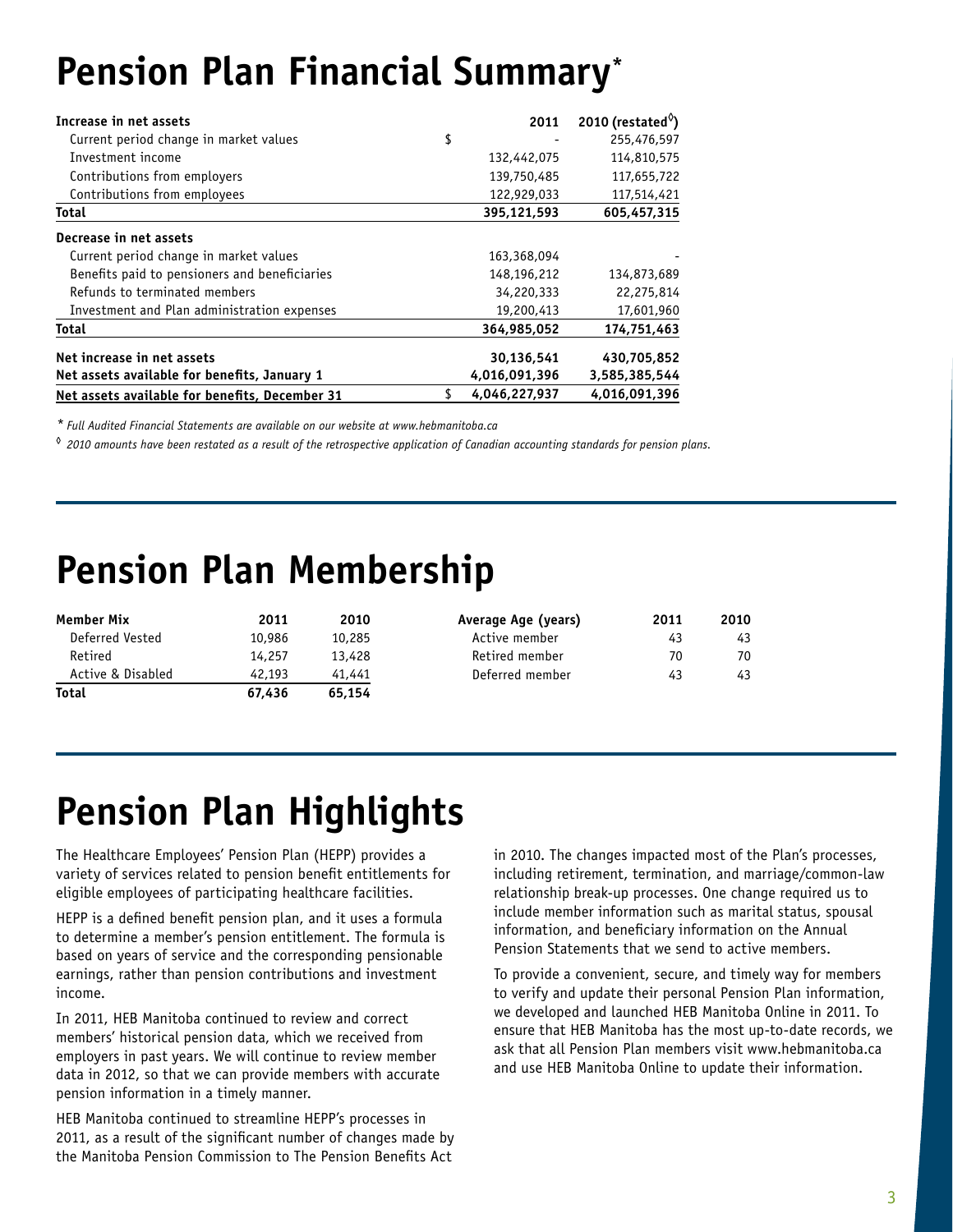# Pension Plan Financial Summary*

| Increase in net assets | | 2011 | 2010 (restated◊) |
|---|---|---|---|
| Current period change in market values | $ | - | 255,476,597 |
| Investment income | | 132,442,075 | 114,810,575 |
| Contributions from employers | | 139,750,485 | 117,655,722 |
| Contributions from employees | | 122,929,033 | 117,514,421 |
| **Total** | | **395,121,593** | **605,457,315** |
| **Decrease in net assets** | | | |
| Current period change in market values | | 163,368,094 | - |
| Benefits paid to pensioners and beneficiaries | | 148,196,212 | 134,873,689 |
| Refunds to terminated members | | 34,220,333 | 22,275,814 |
| Investment and Plan administration expenses | | 19,200,413 | 17,601,960 |
| **Total** | | **364,985,052** | **174,751,463** |
| **Net increase in net assets** | | **30,136,541** | **430,705,852** |
| **Net assets available for benefits, January 1** | | **4,016,091,396** | **3,585,385,544** |
| **Net assets available for benefits, December 31** | $ | **4,046,227,937** | **4,016,091,396** |

* *Full Audited Financial Statements are available on our website at www.hebmanitoba.ca*

◊ *2010 amounts have been restated as a result of the retrospective application of Canadian accounting standards for pension plans.*

# Pension Plan Membership

| Member Mix | 2011 | 2010 |
|---|---|---|
| Deferred Vested | 10,986 | 10,285 |
| Retired | 14,257 | 13,428 |
| Active & Disabled | 42,193 | 41,441 |
| **Total** | **67,436** | **65,154** |

| Average Age (years) | 2011 | 2010 |
|---|---|---|
| Active member | 43 | 43 |
| Retired member | 70 | 70 |
| Deferred member | 43 | 43 |

# Pension Plan Highlights

The Healthcare Employees' Pension Plan (HEPP) provides a variety of services related to pension benefit entitlements for eligible employees of participating healthcare facilities.

HEPP is a defined benefit pension plan, and it uses a formula to determine a member's pension entitlement. The formula is based on years of service and the corresponding pensionable earnings, rather than pension contributions and investment income.

In 2011, HEB Manitoba continued to review and correct members' historical pension data, which we received from employers in past years. We will continue to review member data in 2012, so that we can provide members with accurate pension information in a timely manner.

HEB Manitoba continued to streamline HEPP's processes in 2011, as a result of the significant number of changes made by the Manitoba Pension Commission to The Pension Benefits Act in 2010. The changes impacted most of the Plan's processes, including retirement, termination, and marriage/common-law relationship break-up processes. One change required us to include member information such as marital status, spousal information, and beneficiary information on the Annual Pension Statements that we send to active members.

To provide a convenient, secure, and timely way for members to verify and update their personal Pension Plan information, we developed and launched HEB Manitoba Online in 2011. To ensure that HEB Manitoba has the most up-to-date records, we ask that all Pension Plan members visit www.hebmanitoba.ca and use HEB Manitoba Online to update their information.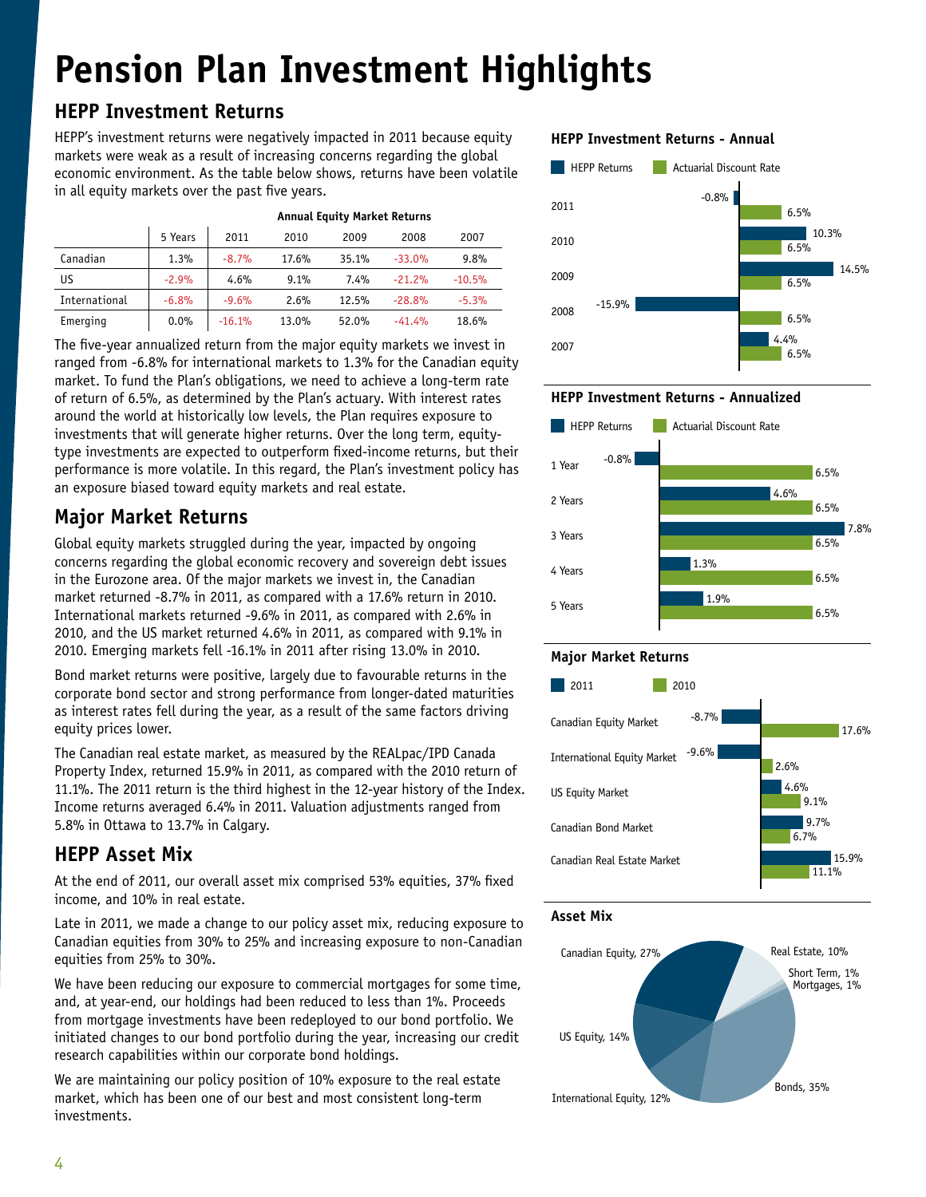# Pension Plan Investment Highlights

## HEPP Investment Returns

HEPP's investment returns were negatively impacted in 2011 because equity markets were weak as a result of increasing concerns regarding the global economic environment. As the table below shows, returns have been volatile in all equity markets over the past five years.

**Annual Equity Market Returns**

| | 5 Years | 2011 | 2010 | 2009 | 2008 | 2007 |
|---|---|---|---|---|---|---|
| Canadian | 1.3% | -8.7% | 17.6% | 35.1% | -33.0% | 9.8% |
| US | -2.9% | 4.6% | 9.1% | 7.4% | -21.2% | -10.5% |
| International | -6.8% | -9.6% | 2.6% | 12.5% | -28.8% | -5.3% |
| Emerging | 0.0% | -16.1% | 13.0% | 52.0% | -41.4% | 18.6% |

The five-year annualized return from the major equity markets we invest in ranged from -6.8% for international markets to 1.3% for the Canadian equity market. To fund the Plan's obligations, we need to achieve a long-term rate of return of 6.5%, as determined by the Plan's actuary. With interest rates around the world at historically low levels, the Plan requires exposure to investments that will generate higher returns. Over the long term, equity-type investments are expected to outperform fixed-income returns, but their performance is more volatile. In this regard, the Plan's investment policy has an exposure biased toward equity markets and real estate.

## Major Market Returns

Global equity markets struggled during the year, impacted by ongoing concerns regarding the global economic recovery and sovereign debt issues in the Eurozone area. Of the major markets we invest in, the Canadian market returned -8.7% in 2011, as compared with a 17.6% return in 2010. International markets returned -9.6% in 2011, as compared with 2.6% in 2010, and the US market returned 4.6% in 2011, as compared with 9.1% in 2010. Emerging markets fell -16.1% in 2011 after rising 13.0% in 2010.

Bond market returns were positive, largely due to favourable returns in the corporate bond sector and strong performance from longer-dated maturities as interest rates fell during the year, as a result of the same factors driving equity prices lower.

The Canadian real estate market, as measured by the REALpac/IPD Canada Property Index, returned 15.9% in 2011, as compared with the 2010 return of 11.1%. The 2011 return is the third highest in the 12-year history of the Index. Income returns averaged 6.4% in 2011. Valuation adjustments ranged from 5.8% in Ottawa to 13.7% in Calgary.

## HEPP Asset Mix

At the end of 2011, our overall asset mix comprised 53% equities, 37% fixed income, and 10% in real estate.

Late in 2011, we made a change to our policy asset mix, reducing exposure to Canadian equities from 30% to 25% and increasing exposure to non-Canadian equities from 25% to 30%.

We have been reducing our exposure to commercial mortgages for some time, and, at year-end, our holdings had been reduced to less than 1%. Proceeds from mortgage investments have been redeployed to our bond portfolio. We initiated changes to our bond portfolio during the year, increasing our credit research capabilities within our corporate bond holdings.

We are maintaining our policy position of 10% exposure to the real estate market, which has been one of our best and most consistent long-term investments.

**HEPP Investment Returns - Annual**

HEPP Returns | Actuarial Discount Rate

2011: -0.8% | 6.5%
2010: 10.3% | 6.5%
2009: 14.5% | 6.5%
2008: -15.9% | 6.5%
2007: 4.4% | 6.5%

**HEPP Investment Returns - Annualized**

HEPP Returns | Actuarial Discount Rate

1 Year: -0.8% | 6.5%
2 Years: 4.6% | 6.5%
3 Years: 7.8% | 6.5%
4 Years: 1.3% | 6.5%
5 Years: 1.9% | 6.5%

**Major Market Returns**

2011 | 2010

Canadian Equity Market: -8.7% | 17.6%
International Equity Market: -9.6% | 2.6%
US Equity Market: 4.6% | 9.1%
Canadian Bond Market: 9.7% | 6.7%
Canadian Real Estate Market: 15.9% | 11.1%

**Asset Mix**

Canadian Equity, 27%
Real Estate, 10%
Short Term, 1%
Mortgages, 1%
Bonds, 35%
International Equity, 12%
US Equity, 14%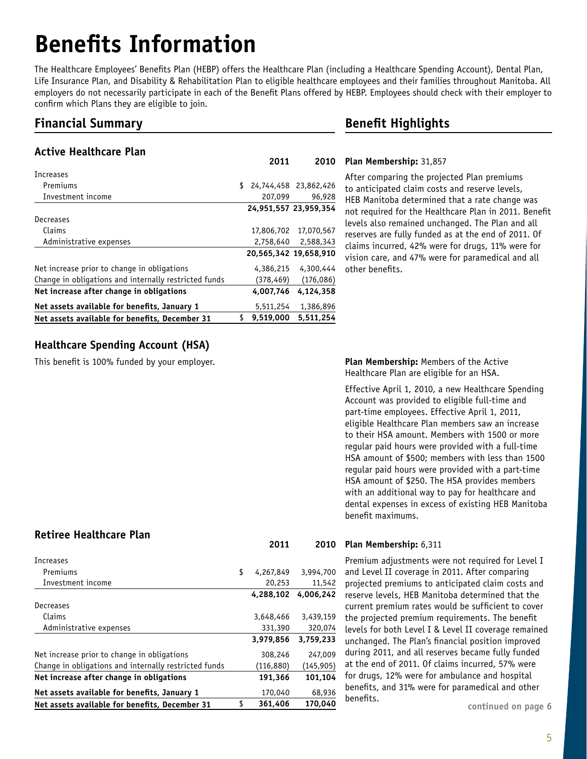# Benefits Information

The Healthcare Employees' Benefits Plan (HEBP) offers the Healthcare Plan (including a Healthcare Spending Account), Dental Plan, Life Insurance Plan, and Disability & Rehabilitation Plan to eligible healthcare employees and their families throughout Manitoba. All employers do not necessarily participate in each of the Benefit Plans offered by HEBP. Employees should check with their employer to confirm which Plans they are eligible to join.

## Financial Summary

### Active Healthcare Plan

| | 2011 | 2010 |
|---|---|---|
| Increases | | |
| Premiums | $ 24,744,458 | 23,862,426 |
| Investment income | 207,099 | 96,928 |
| | **24,951,557** | **23,959,354** |
| Decreases | | |
| Claims | 17,806,702 | 17,070,567 |
| Administrative expenses | 2,758,640 | 2,588,343 |
| | **20,565,342** | **19,658,910** |
| Net increase prior to change in obligations | 4,386,215 | 4,300,444 |
| Change in obligations and internally restricted funds | (378,469) | (176,086) |
| **Net increase after change in obligations** | **4,007,746** | **4,124,358** |
| **Net assets available for benefits, January 1** | 5,511,254 | 1,386,896 |
| **Net assets available for benefits, December 31** | **$ 9,519,000** | **5,511,254** |

## Benefit Highlights

**Plan Membership:** 31,857

After comparing the projected Plan premiums to anticipated claim costs and reserve levels, HEB Manitoba determined that a rate change was not required for the Healthcare Plan in 2011. Benefit levels also remained unchanged. The Plan and all reserves are fully funded as at the end of 2011. Of claims incurred, 42% were for drugs, 11% were for vision care, and 47% were for paramedical and all other benefits.

### Healthcare Spending Account (HSA)

This benefit is 100% funded by your employer.

**Plan Membership:** Members of the Active Healthcare Plan are eligible for an HSA.

Effective April 1, 2010, a new Healthcare Spending Account was provided to eligible full-time and part-time employees. Effective April 1, 2011, eligible Healthcare Plan members saw an increase to their HSA amount. Members with 1500 or more regular paid hours were provided with a full-time HSA amount of $500; members with less than 1500 regular paid hours were provided with a part-time HSA amount of $250. The HSA provides members with an additional way to pay for healthcare and dental expenses in excess of existing HEB Manitoba benefit maximums.

### Retiree Healthcare Plan

| | 2011 | 2010 |
|---|---|---|
| Increases | | |
| Premiums | $ 4,267,849 | 3,994,700 |
| Investment income | 20,253 | 11,542 |
| | **4,288,102** | **4,006,242** |
| Decreases | | |
| Claims | 3,648,466 | 3,439,159 |
| Administrative expenses | 331,390 | 320,074 |
| | **3,979,856** | **3,759,233** |
| Net increase prior to change in obligations | 308,246 | 247,009 |
| Change in obligations and internally restricted funds | (116,880) | (145,905) |
| **Net increase after change in obligations** | **191,366** | **101,104** |
| **Net assets available for benefits, January 1** | 170,040 | 68,936 |
| **Net assets available for benefits, December 31** | **$ 361,406** | **170,040** |

**Plan Membership:** 6,311

Premium adjustments were not required for Level I and Level II coverage in 2011. After comparing projected premiums to anticipated claim costs and reserve levels, HEB Manitoba determined that the current premium rates would be sufficient to cover the projected premium requirements. The benefit levels for both Level I & Level II coverage remained unchanged. The Plan's financial position improved during 2011, and all reserves became fully funded at the end of 2011. Of claims incurred, 57% were for drugs, 12% were for ambulance and hospital benefits, and 31% were for paramedical and other benefits.

**continued on page 6**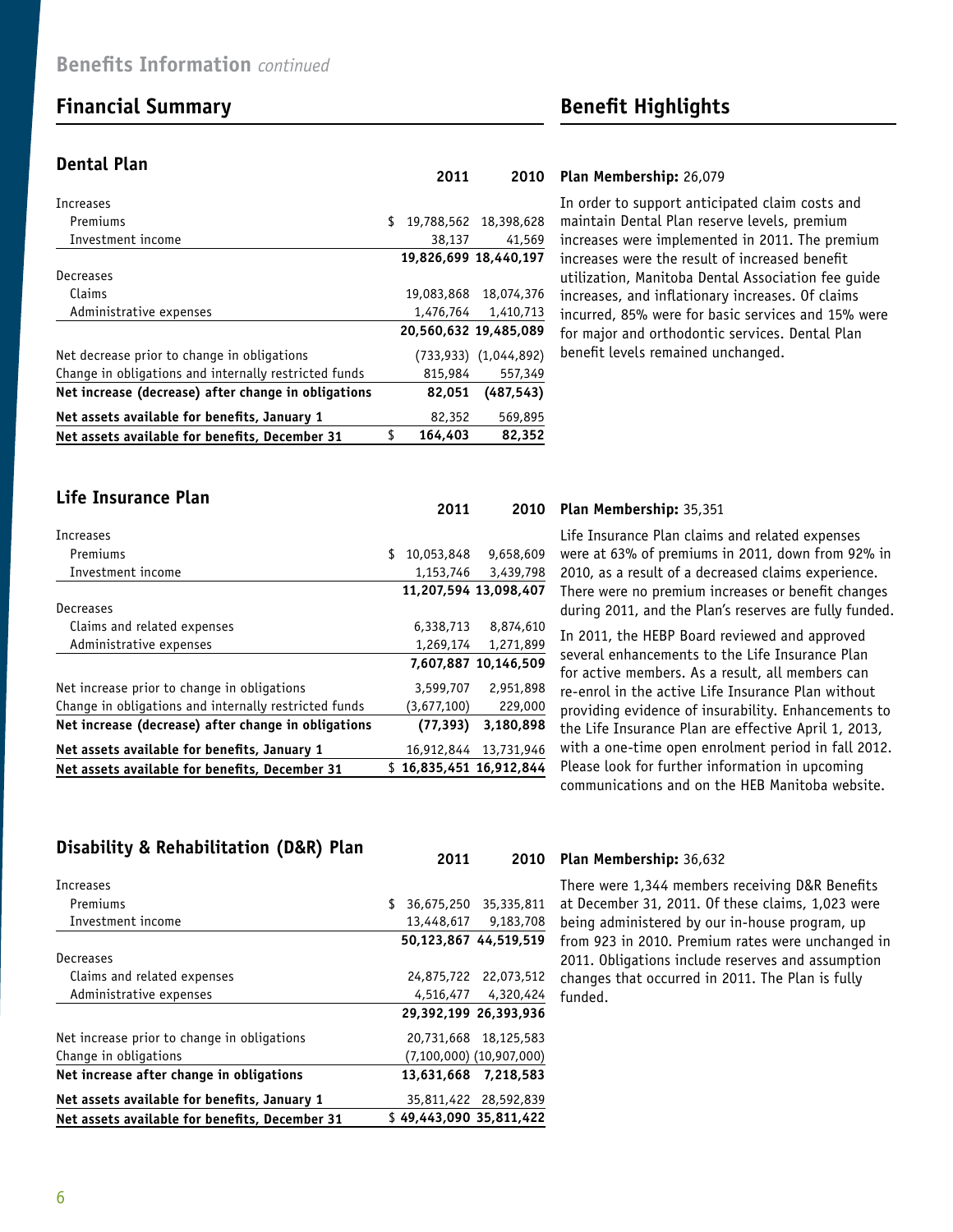## Benefits Information *continued*

## Financial Summary

### Dental Plan

| | 2011 | 2010 |
|---|---|---|
| Increases | | |
| Premiums | $ 19,788,562 | 18,398,628 |
| Investment income | 38,137 | 41,569 |
| | **19,826,699** | **18,440,197** |
| Decreases | | |
| Claims | 19,083,868 | 18,074,376 |
| Administrative expenses | 1,476,764 | 1,410,713 |
| | **20,560,632** | **19,485,089** |
| Net decrease prior to change in obligations | (733,933) | (1,044,892) |
| Change in obligations and internally restricted funds | 815,984 | 557,349 |
| **Net increase (decrease) after change in obligations** | **82,051** | **(487,543)** |
| **Net assets available for benefits, January 1** | 82,352 | 569,895 |
| **Net assets available for benefits, December 31** | **$ 164,403** | **82,352** |

### Life Insurance Plan

| | 2011 | 2010 |
|---|---|---|
| Increases | | |
| Premiums | $ 10,053,848 | 9,658,609 |
| Investment income | 1,153,746 | 3,439,798 |
| | **11,207,594** | **13,098,407** |
| Decreases | | |
| Claims and related expenses | 6,338,713 | 8,874,610 |
| Administrative expenses | 1,269,174 | 1,271,899 |
| | **7,607,887** | **10,146,509** |
| Net increase prior to change in obligations | 3,599,707 | 2,951,898 |
| Change in obligations and internally restricted funds | (3,677,100) | 229,000 |
| **Net increase (decrease) after change in obligations** | **(77,393)** | **3,180,898** |
| **Net assets available for benefits, January 1** | 16,912,844 | 13,731,946 |
| **Net assets available for benefits, December 31** | **$ 16,835,451** | **16,912,844** |

### Disability & Rehabilitation (D&R) Plan

| | 2011 | 2010 |
|---|---|---|
| Increases | | |
| Premiums | $ 36,675,250 | 35,335,811 |
| Investment income | 13,448,617 | 9,183,708 |
| | **50,123,867** | **44,519,519** |
| Decreases | | |
| Claims and related expenses | 24,875,722 | 22,073,512 |
| Administrative expenses | 4,516,477 | 4,320,424 |
| | **29,392,199** | **26,393,936** |
| Net increase prior to change in obligations | 20,731,668 | 18,125,583 |
| Change in obligations | (7,100,000) | (10,907,000) |
| **Net increase after change in obligations** | **13,631,668** | **7,218,583** |
| **Net assets available for benefits, January 1** | 35,811,422 | 28,592,839 |
| **Net assets available for benefits, December 31** | **$ 49,443,090** | **35,811,422** |

## Benefit Highlights

**Plan Membership:** 26,079

In order to support anticipated claim costs and maintain Dental Plan reserve levels, premium increases were implemented in 2011. The premium increases were the result of increased benefit utilization, Manitoba Dental Association fee guide increases, and inflationary increases. Of claims incurred, 85% were for basic services and 15% were for major and orthodontic services. Dental Plan benefit levels remained unchanged.

**Plan Membership:** 35,351

Life Insurance Plan claims and related expenses were at 63% of premiums in 2011, down from 92% in 2010, as a result of a decreased claims experience. There were no premium increases or benefit changes during 2011, and the Plan's reserves are fully funded.

In 2011, the HEBP Board reviewed and approved several enhancements to the Life Insurance Plan for active members. As a result, all members can re-enrol in the active Life Insurance Plan without providing evidence of insurability. Enhancements to the Life Insurance Plan are effective April 1, 2013, with a one-time open enrolment period in fall 2012. Please look for further information in upcoming communications and on the HEB Manitoba website.

**Plan Membership:** 36,632

There were 1,344 members receiving D&R Benefits at December 31, 2011. Of these claims, 1,023 were being administered by our in-house program, up from 923 in 2010. Premium rates were unchanged in 2011. Obligations include reserves and assumption changes that occurred in 2011. The Plan is fully funded.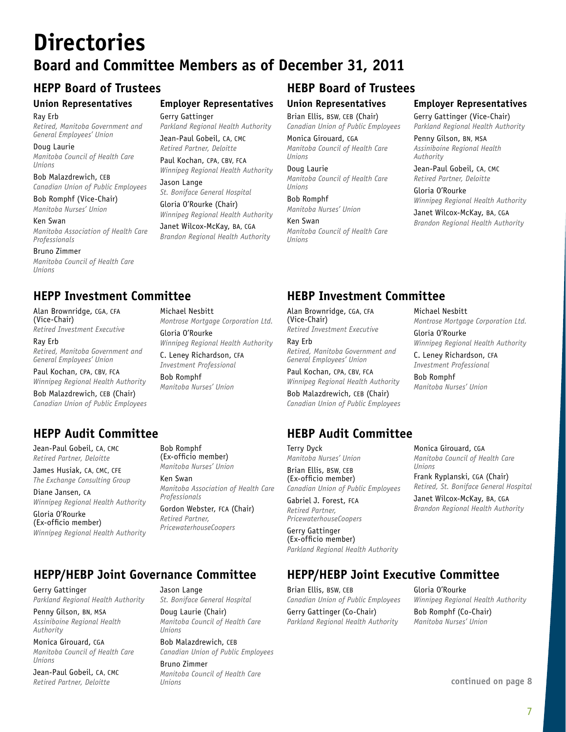# Directories

## Board and Committee Members as of December 31, 2011

### HEPP Board of Trustees

#### Union Representatives

Ray Erb
*Retired, Manitoba Government and General Employees' Union*

Doug Laurie
*Manitoba Council of Health Care Unions*

Bob Malazdrewich, CEB
*Canadian Union of Public Employees*

Bob Romphf (Vice-Chair)
*Manitoba Nurses' Union*

Ken Swan
*Manitoba Association of Health Care Professionals*

Bruno Zimmer
*Manitoba Council of Health Care Unions*

#### Employer Representatives

Gerry Gattinger
*Parkland Regional Health Authority*

Jean-Paul Gobeil, CA, CMC
*Retired Partner, Deloitte*

Paul Kochan, CPA, CBV, FCA
*Winnipeg Regional Health Authority*

Jason Lange
*St. Boniface General Hospital*

Gloria O'Rourke (Chair)
*Winnipeg Regional Health Authority*

Janet Wilcox-McKay, BA, CGA
*Brandon Regional Health Authority*

### HEBP Board of Trustees

#### Union Representatives

Brian Ellis, BSW, CEB (Chair)
*Canadian Union of Public Employees*

Monica Girouard, CGA
*Manitoba Council of Health Care Unions*

Doug Laurie
*Manitoba Council of Health Care Unions*

Bob Romphf
*Manitoba Nurses' Union*

Ken Swan
*Manitoba Council of Health Care Unions*

#### Employer Representatives

Gerry Gattinger (Vice-Chair)
*Parkland Regional Health Authority*

Penny Gilson, BN, MSA
*Assiniboine Regional Health Authority*

Jean-Paul Gobeil, CA, CMC
*Retired Partner, Deloitte*

Gloria O'Rourke
*Winnipeg Regional Health Authority*

Janet Wilcox-McKay, BA, CGA
*Brandon Regional Health Authority*

### HEPP Investment Committee

Alan Brownridge, CGA, CFA (Vice-Chair)
*Retired Investment Executive*

Ray Erb
*Retired, Manitoba Government and General Employees' Union*

Paul Kochan, CPA, CBV, FCA
*Winnipeg Regional Health Authority*

Bob Malazdrewich, CEB (Chair)
*Canadian Union of Public Employees*

Michael Nesbitt
*Montrose Mortgage Corporation Ltd.*

Gloria O'Rourke
*Winnipeg Regional Health Authority*

C. Leney Richardson, CFA
*Investment Professional*

Bob Romphf
*Manitoba Nurses' Union*

### HEBP Investment Committee

Alan Brownridge, CGA, CFA (Vice-Chair)
*Retired Investment Executive*

Ray Erb
*Retired, Manitoba Government and General Employees' Union*

Paul Kochan, CPA, CBV, FCA
*Winnipeg Regional Health Authority*

Bob Malazdrewich, CEB (Chair)
*Canadian Union of Public Employees*

Michael Nesbitt
*Montrose Mortgage Corporation Ltd.*

Gloria O'Rourke
*Winnipeg Regional Health Authority*

C. Leney Richardson, CFA
*Investment Professional*

Bob Romphf
*Manitoba Nurses' Union*

### HEPP Audit Committee

Jean-Paul Gobeil, CA, CMC
*Retired Partner, Deloitte*

James Husiak, CA, CMC, CFE
*The Exchange Consulting Group*

Diane Jansen, CA
*Winnipeg Regional Health Authority*

Gloria O'Rourke (Ex-officio member)
*Winnipeg Regional Health Authority*

Bob Romphf (Ex-officio member)
*Manitoba Nurses' Union*

Ken Swan
*Manitoba Association of Health Care Professionals*

Gordon Webster, FCA (Chair)
*Retired Partner, PricewaterhouseCoopers*

### HEBP Audit Committee

Terry Dyck
*Manitoba Nurses' Union*

Brian Ellis, BSW, CEB (Ex-officio member)
*Canadian Union of Public Employees*

Gabriel J. Forest, FCA
*Retired Partner, PricewaterhouseCoopers*

Gerry Gattinger (Ex-officio member)
*Parkland Regional Health Authority*

Monica Girouard, CGA
*Manitoba Council of Health Care Unions*

Frank Ryplanski, CGA (Chair)
*Retired, St. Boniface General Hospital*

Janet Wilcox-McKay, BA, CGA
*Brandon Regional Health Authority*

### HEPP/HEBP Joint Governance Committee

Gerry Gattinger
*Parkland Regional Health Authority*

Penny Gilson, BN, MSA
*Assiniboine Regional Health Authority*

Monica Girouard, CGA
*Manitoba Council of Health Care Unions*

Jean-Paul Gobeil, CA, CMC
*Retired Partner, Deloitte*

Jason Lange
*St. Boniface General Hospital*

Doug Laurie (Chair)
*Manitoba Council of Health Care Unions*

Bob Malazdrewich, CEB
*Canadian Union of Public Employees*

Bruno Zimmer
*Manitoba Council of Health Care Unions*

### HEPP/HEBP Joint Executive Committee

Brian Ellis, BSW, CEB
*Canadian Union of Public Employees*

Gerry Gattinger (Co-Chair)
*Parkland Regional Health Authority*

Gloria O'Rourke
*Winnipeg Regional Health Authority*

Bob Romphf (Co-Chair)
*Manitoba Nurses' Union*

**continued on page 8**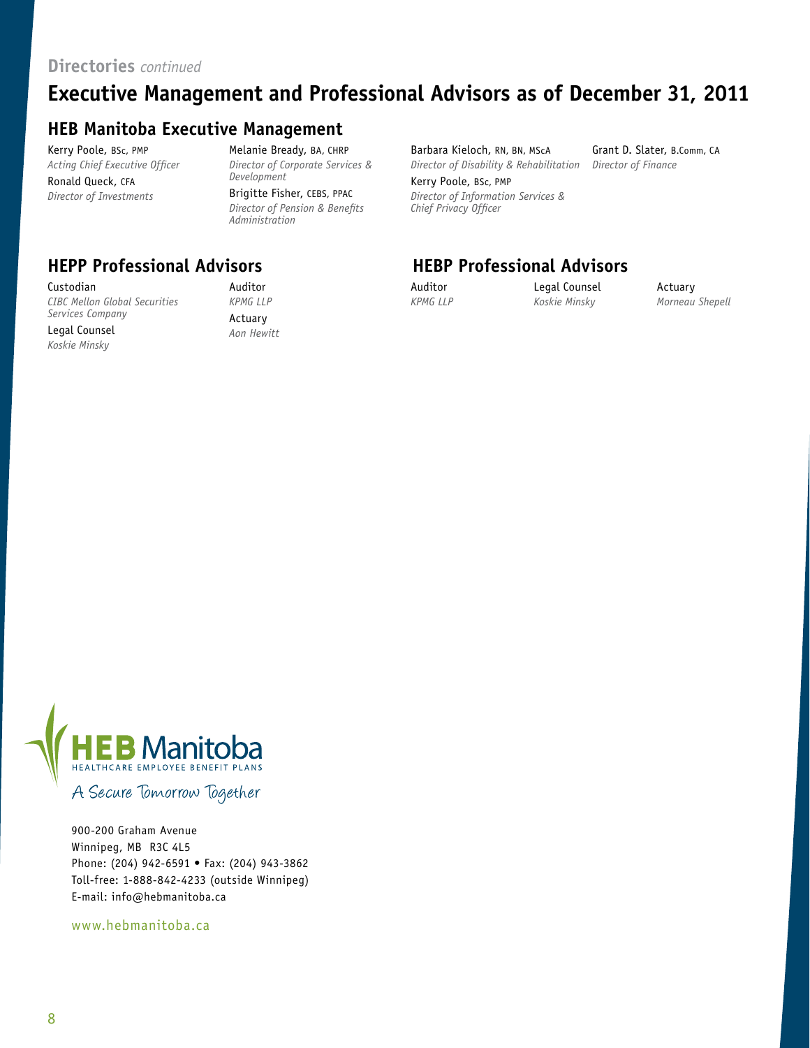**Directories** *continued*

# Executive Management and Professional Advisors as of December 31, 2011

## HEB Manitoba Executive Management

Kerry Poole, BSc, PMP
*Acting Chief Executive Officer*

Ronald Queck, CFA
*Director of Investments*

Melanie Bready, BA, CHRP
*Director of Corporate Services & Development*

Brigitte Fisher, CEBS, PPAC
*Director of Pension & Benefits Administration*

Barbara Kieloch, RN, BN, MScA
*Director of Disability & Rehabilitation*

Kerry Poole, BSc, PMP
*Director of Information Services & Chief Privacy Officer*

Grant D. Slater, B.Comm, CA
*Director of Finance*

## HEPP Professional Advisors

Custodian
*CIBC Mellon Global Securities Services Company*

Legal Counsel
*Koskie Minsky*

Auditor
*KPMG LLP*

Actuary
*Aon Hewitt*

## HEBP Professional Advisors

Auditor
*KPMG LLP*

Legal Counsel
*Koskie Minsky*

Actuary
*Morneau Shepell*

HEB Manitoba
HEALTHCARE EMPLOYEE BENEFIT PLANS
A Secure Tomorrow Together

900-200 Graham Avenue
Winnipeg, MB R3C 4L5
Phone: (204) 942-6591 • Fax: (204) 943-3862
Toll-free: 1-888-842-4233 (outside Winnipeg)
E-mail: info@hebmanitoba.ca

www.hebmanitoba.ca